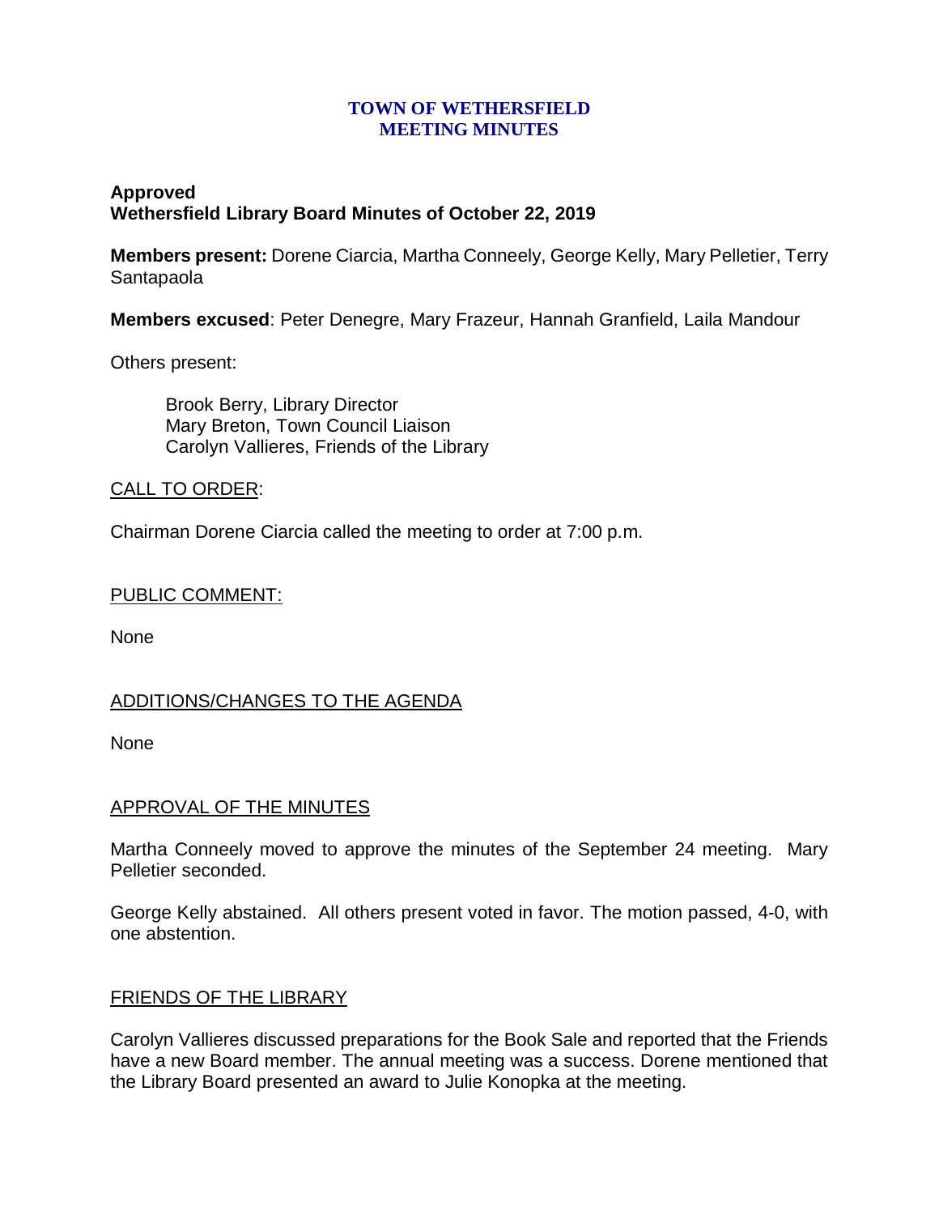# TOWN OF WETHERSFIELD
# MEETING MINUTES

**Approved**
**Wethersfield Library Board Minutes of October 22, 2019**

**Members present:** Dorene Ciarcia, Martha Conneely, George Kelly, Mary Pelletier, Terry Santapaola

**Members excused**: Peter Denegre, Mary Frazeur, Hannah Granfield, Laila Mandour

Others present:

Brook Berry, Library Director
Mary Breton, Town Council Liaison
Carolyn Vallieres, Friends of the Library

CALL TO ORDER:

Chairman Dorene Ciarcia called the meeting to order at 7:00 p.m.

PUBLIC COMMENT:

None

ADDITIONS/CHANGES TO THE AGENDA

None

APPROVAL OF THE MINUTES

Martha Conneely moved to approve the minutes of the September 24 meeting. Mary Pelletier seconded.

George Kelly abstained. All others present voted in favor. The motion passed, 4-0, with one abstention.

FRIENDS OF THE LIBRARY

Carolyn Vallieres discussed preparations for the Book Sale and reported that the Friends have a new Board member. The annual meeting was a success. Dorene mentioned that the Library Board presented an award to Julie Konopka at the meeting.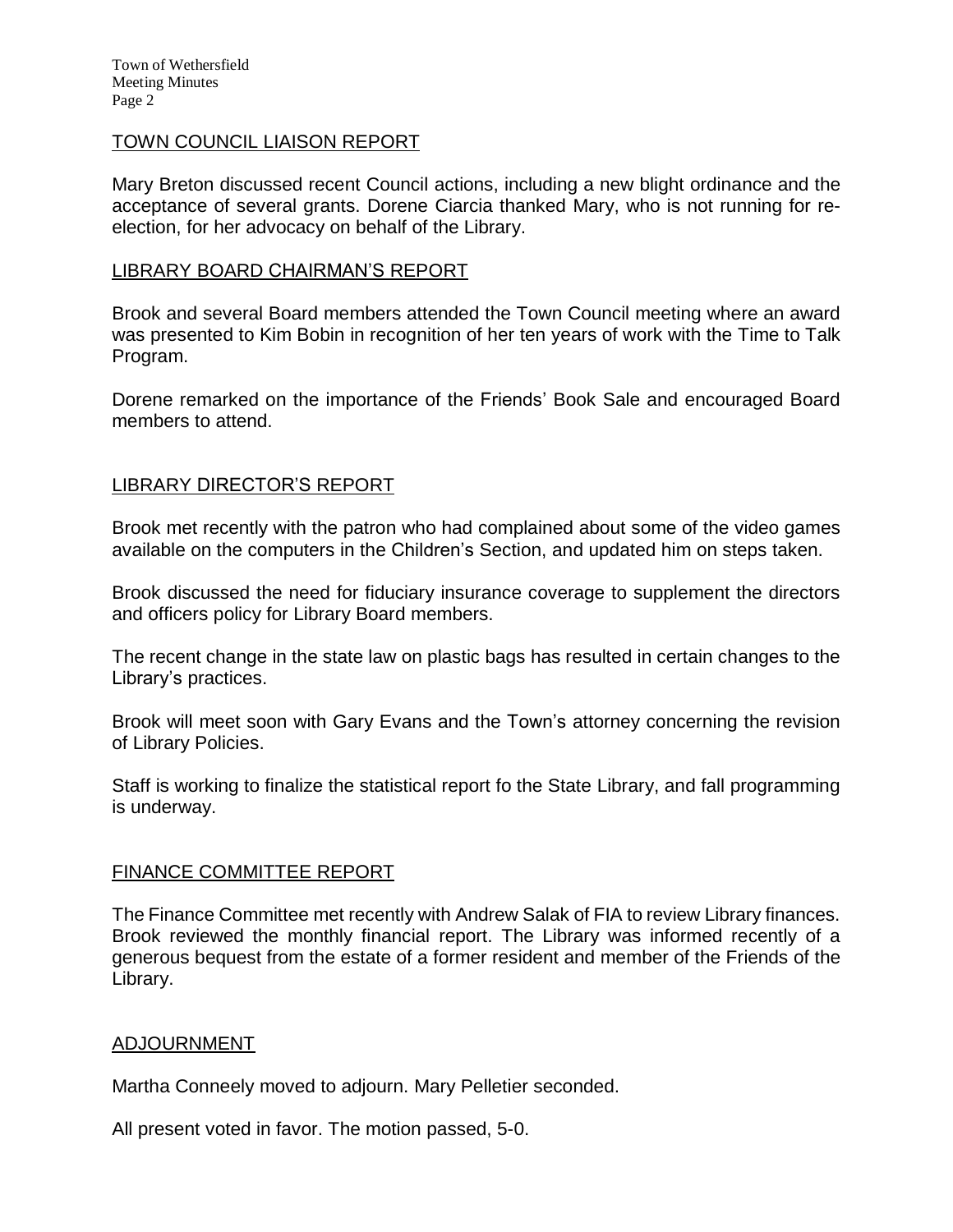## TOWN COUNCIL LIAISON REPORT

Mary Breton discussed recent Council actions, including a new blight ordinance and the acceptance of several grants. Dorene Ciarcia thanked Mary, who is not running for re-election, for her advocacy on behalf of the Library.

## LIBRARY BOARD CHAIRMAN'S REPORT

Brook and several Board members attended the Town Council meeting where an award was presented to Kim Bobin in recognition of her ten years of work with the Time to Talk Program.

Dorene remarked on the importance of the Friends' Book Sale and encouraged Board members to attend.

## LIBRARY DIRECTOR'S REPORT

Brook met recently with the patron who had complained about some of the video games available on the computers in the Children's Section, and updated him on steps taken.

Brook discussed the need for fiduciary insurance coverage to supplement the directors and officers policy for Library Board members.

The recent change in the state law on plastic bags has resulted in certain changes to the Library's practices.

Brook will meet soon with Gary Evans and the Town's attorney concerning the revision of Library Policies.

Staff is working to finalize the statistical report fo the State Library, and fall programming is underway.

## FINANCE COMMITTEE REPORT

The Finance Committee met recently with Andrew Salak of FIA to review Library finances. Brook reviewed the monthly financial report. The Library was informed recently of a generous bequest from the estate of a former resident and member of the Friends of the Library.

## ADJOURNMENT

Martha Conneely moved to adjourn. Mary Pelletier seconded.

All present voted in favor. The motion passed, 5-0.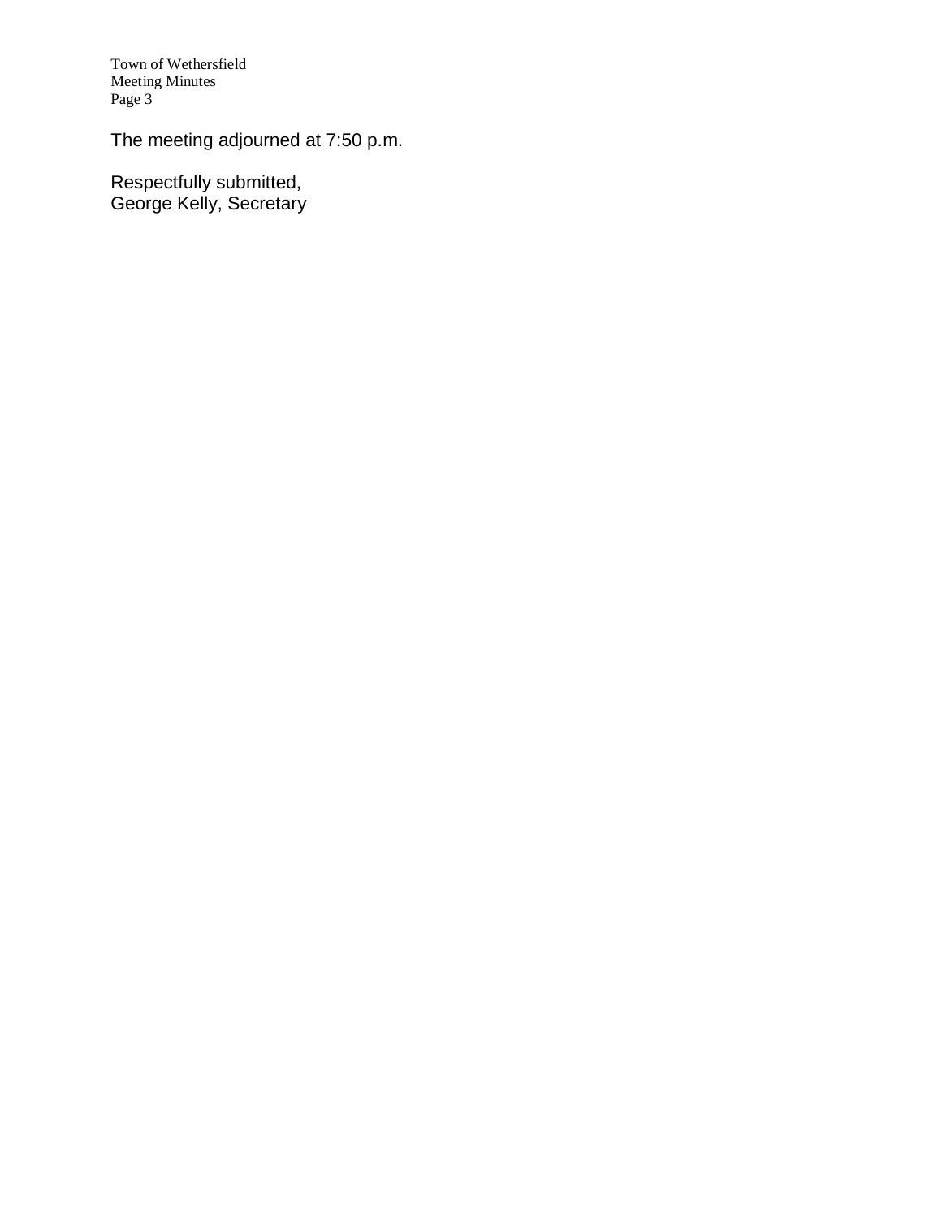The meeting adjourned at 7:50 p.m.

Respectfully submitted,
George Kelly, Secretary